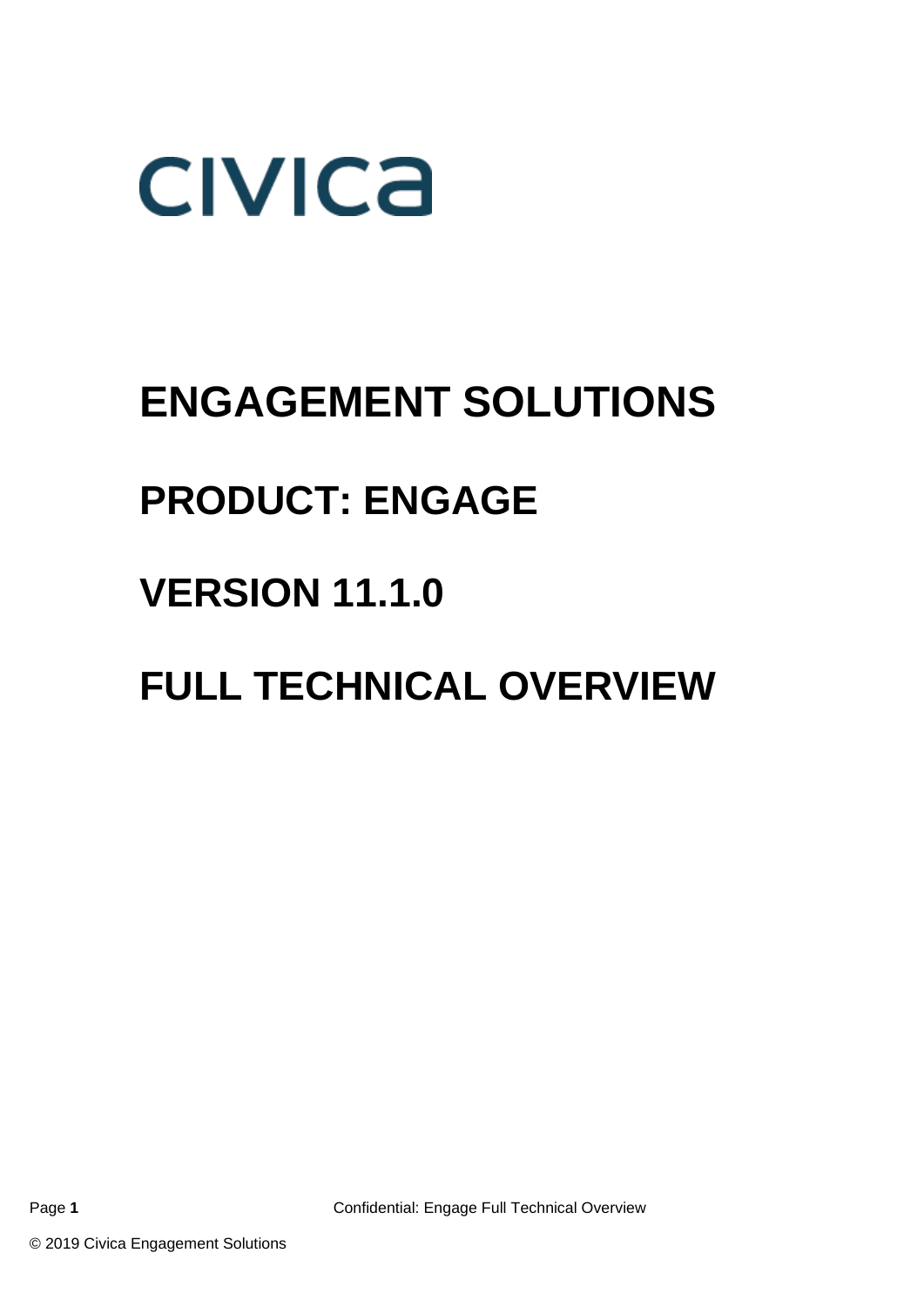civica

# ENGAGEMENT SOLUTIONS

# PRODUCT: ENGAGE

# VERSION 11.1.0

# FULL TECHNICAL OVERVIEW

Confidential: Engage Full Technical Overview

© 2019 Civica Engagement Solutions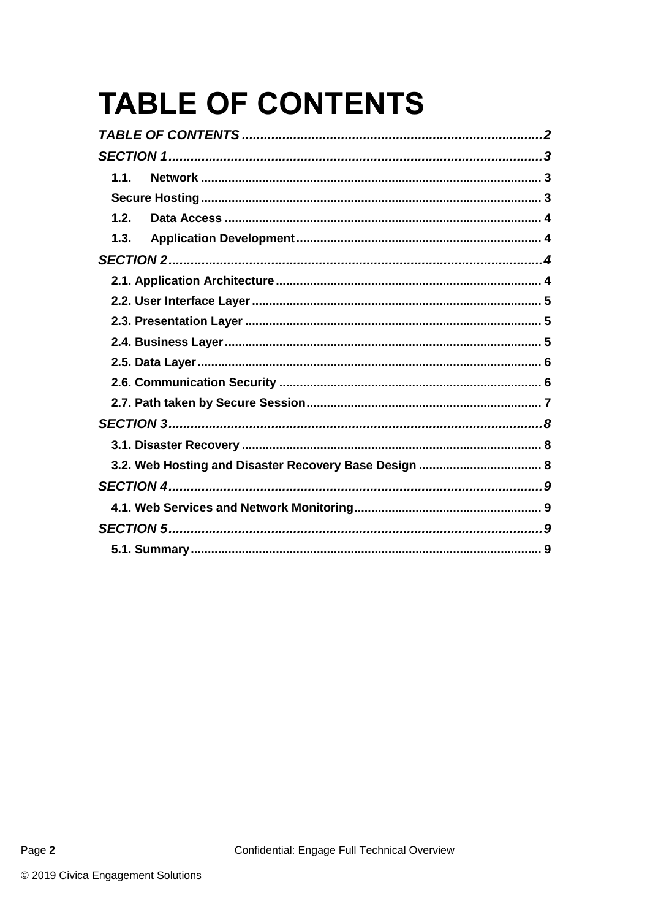# TABLE OF CONTENTS

*TABLE OF CONTENTS* .................................................................................. *2*

*SECTION 1* .................................................................................................. *3*

- **1.1. Network** ............................................................................................. 3
- **Secure Hosting** ........................................................................................ 3
- **1.2. Data Access** ....................................................................................... 4
- **1.3. Application Development** ................................................................... 4

*SECTION 2* .................................................................................................. *4*

- **2.1. Application Architecture** ...................................................................... 4
- **2.2. User Interface Layer** ........................................................................... 5
- **2.3. Presentation Layer** .............................................................................. 5
- **2.4. Business Layer** .................................................................................... 5
- **2.5. Data Layer** ........................................................................................... 6
- **2.6. Communication Security** ..................................................................... 6
- **2.7. Path taken by Secure Session** ............................................................. 7

*SECTION 3* .................................................................................................. *8*

- **3.1. Disaster Recovery** ............................................................................... 8
- **3.2. Web Hosting and Disaster Recovery Base Design** .................................. 8

*SECTION 4* .................................................................................................. *9*

- **4.1. Web Services and Network Monitoring** ................................................. 9

*SECTION 5* .................................................................................................. *9*

- **5.1. Summary** ............................................................................................. 9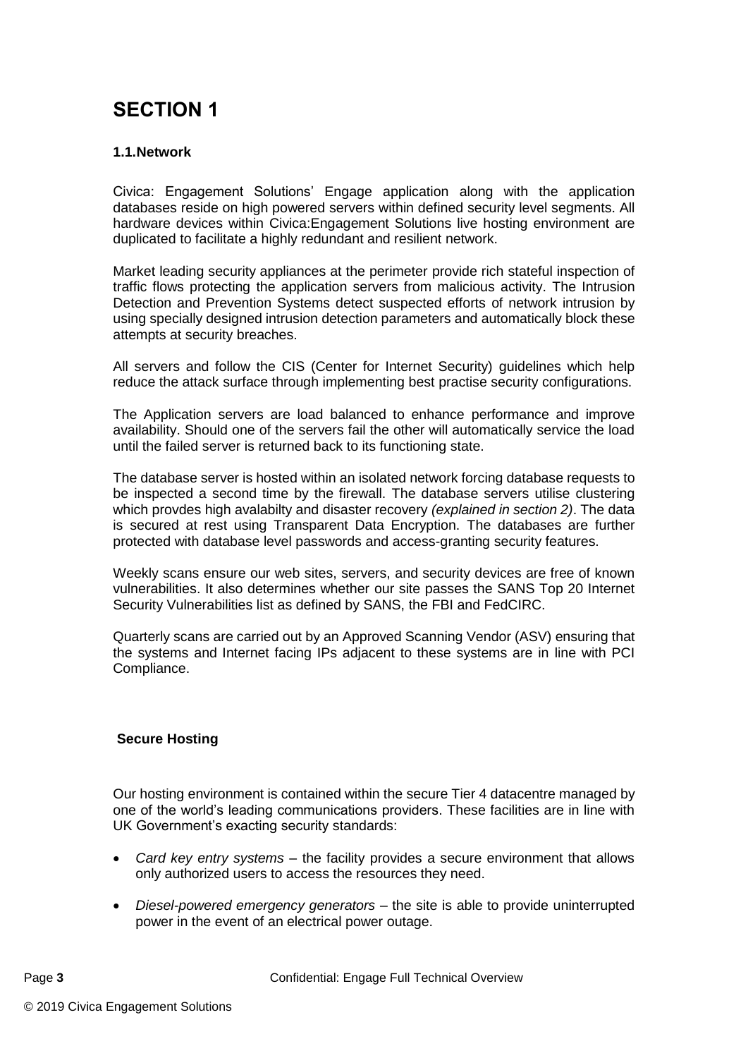# SECTION 1

### 1.1.Network

Civica: Engagement Solutions' Engage application along with the application databases reside on high powered servers within defined security level segments. All hardware devices within Civica:Engagement Solutions live hosting environment are duplicated to facilitate a highly redundant and resilient network.

Market leading security appliances at the perimeter provide rich stateful inspection of traffic flows protecting the application servers from malicious activity. The Intrusion Detection and Prevention Systems detect suspected efforts of network intrusion by using specially designed intrusion detection parameters and automatically block these attempts at security breaches.

All servers and follow the CIS (Center for Internet Security) guidelines which help reduce the attack surface through implementing best practise security configurations.

The Application servers are load balanced to enhance performance and improve availability. Should one of the servers fail the other will automatically service the load until the failed server is returned back to its functioning state.

The database server is hosted within an isolated network forcing database requests to be inspected a second time by the firewall. The database servers utilise clustering which provdes high avalabilty and disaster recovery *(explained in section 2)*. The data is secured at rest using Transparent Data Encryption. The databases are further protected with database level passwords and access-granting security features.

Weekly scans ensure our web sites, servers, and security devices are free of known vulnerabilities. It also determines whether our site passes the SANS Top 20 Internet Security Vulnerabilities list as defined by SANS, the FBI and FedCIRC.

Quarterly scans are carried out by an Approved Scanning Vendor (ASV) ensuring that the systems and Internet facing IPs adjacent to these systems are in line with PCI Compliance.

### Secure Hosting

Our hosting environment is contained within the secure Tier 4 datacentre managed by one of the world's leading communications providers. These facilities are in line with UK Government's exacting security standards:

- *Card key entry systems* – the facility provides a secure environment that allows only authorized users to access the resources they need.
- *Diesel-powered emergency generators* – the site is able to provide uninterrupted power in the event of an electrical power outage.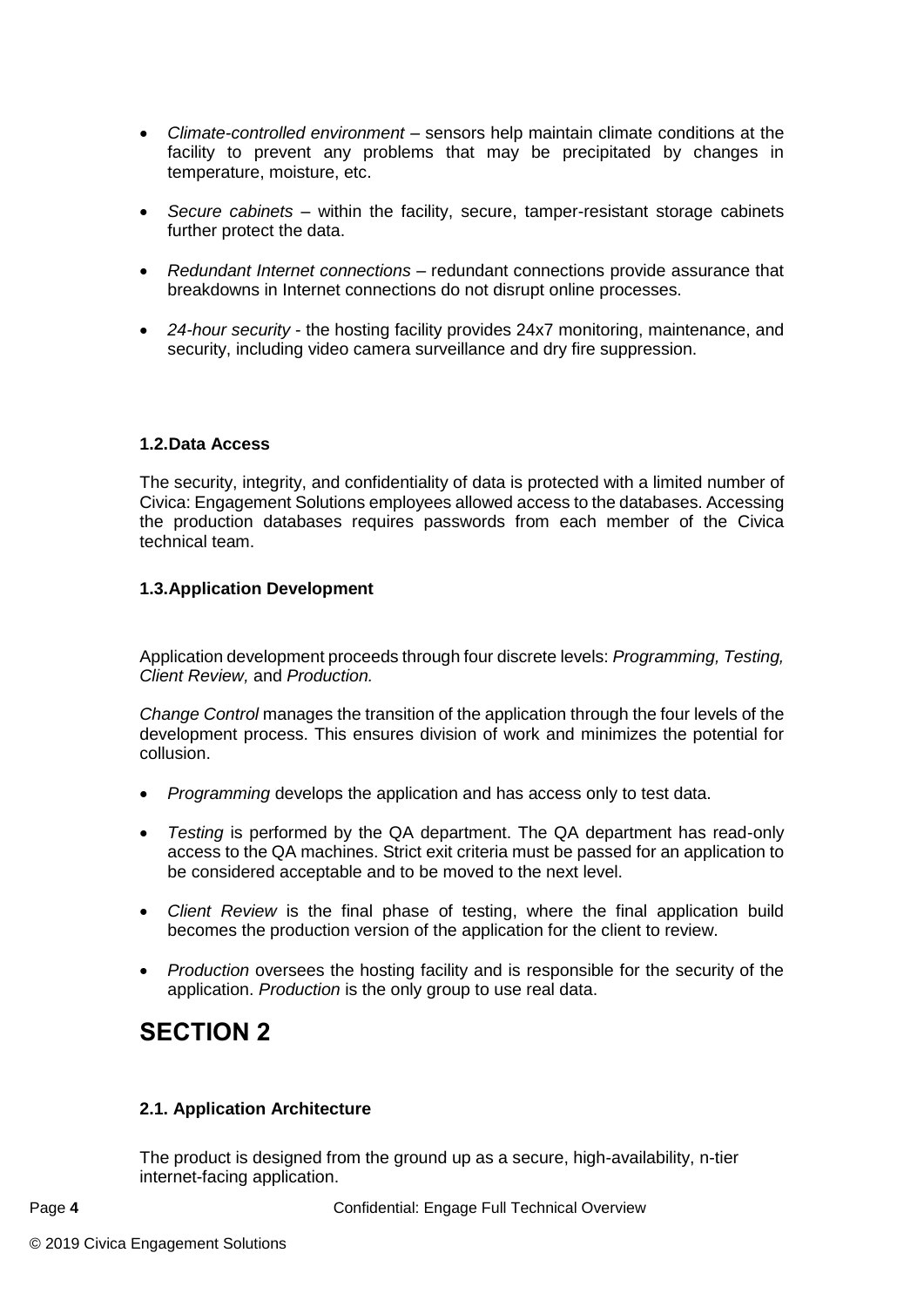- *Climate-controlled environment* – sensors help maintain climate conditions at the facility to prevent any problems that may be precipitated by changes in temperature, moisture, etc.

- *Secure cabinets* – within the facility, secure, tamper-resistant storage cabinets further protect the data.

- *Redundant Internet connections* – redundant connections provide assurance that breakdowns in Internet connections do not disrupt online processes.

- *24-hour security* - the hosting facility provides 24x7 monitoring, maintenance, and security, including video camera surveillance and dry fire suppression.

### 1.2. Data Access

The security, integrity, and confidentiality of data is protected with a limited number of Civica: Engagement Solutions employees allowed access to the databases. Accessing the production databases requires passwords from each member of the Civica technical team.

### 1.3. Application Development

Application development proceeds through four discrete levels: *Programming, Testing, Client Review,* and *Production.*

*Change Control* manages the transition of the application through the four levels of the development process. This ensures division of work and minimizes the potential for collusion.

- *Programming* develops the application and has access only to test data.

- *Testing* is performed by the QA department. The QA department has read-only access to the QA machines. Strict exit criteria must be passed for an application to be considered acceptable and to be moved to the next level.

- *Client Review* is the final phase of testing, where the final application build becomes the production version of the application for the client to review.

- *Production* oversees the hosting facility and is responsible for the security of the application. *Production* is the only group to use real data.

# SECTION 2

### 2.1. Application Architecture

The product is designed from the ground up as a secure, high-availability, n-tier internet-facing application.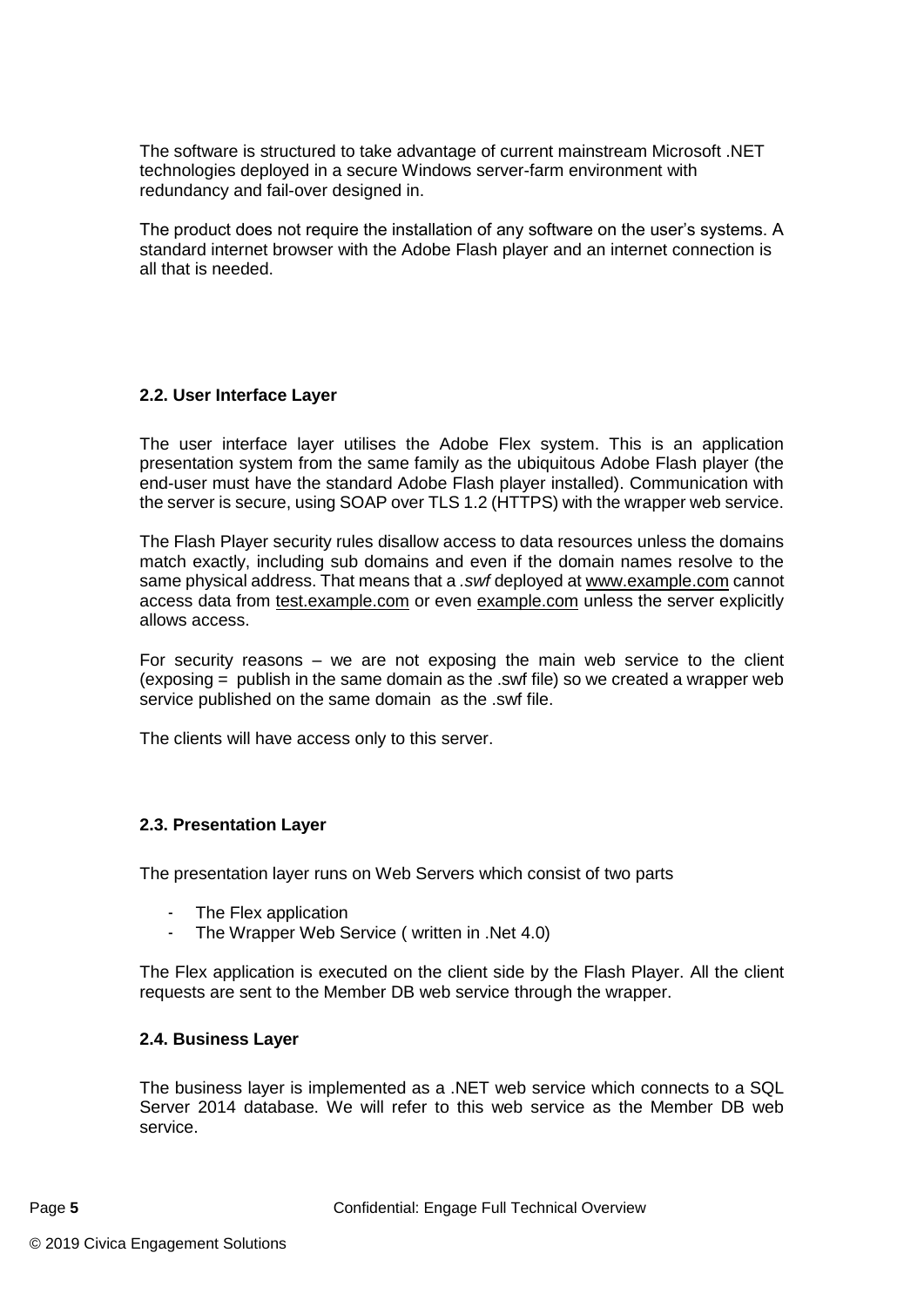The software is structured to take advantage of current mainstream Microsoft .NET technologies deployed in a secure Windows server-farm environment with redundancy and fail-over designed in.

The product does not require the installation of any software on the user's systems. A standard internet browser with the Adobe Flash player and an internet connection is all that is needed.

### 2.2. User Interface Layer

The user interface layer utilises the Adobe Flex system. This is an application presentation system from the same family as the ubiquitous Adobe Flash player (the end-user must have the standard Adobe Flash player installed). Communication with the server is secure, using SOAP over TLS 1.2 (HTTPS) with the wrapper web service.

The Flash Player security rules disallow access to data resources unless the domains match exactly, including sub domains and even if the domain names resolve to the same physical address. That means that a *.swf* deployed at www.example.com cannot access data from test.example.com or even example.com unless the server explicitly allows access.

For security reasons – we are not exposing the main web service to the client (exposing = publish in the same domain as the .swf file) so we created a wrapper web service published on the same domain as the .swf file.

The clients will have access only to this server.

### 2.3. Presentation Layer

The presentation layer runs on Web Servers which consist of two parts

- The Flex application
- The Wrapper Web Service ( written in .Net 4.0)

The Flex application is executed on the client side by the Flash Player. All the client requests are sent to the Member DB web service through the wrapper.

### 2.4. Business Layer

The business layer is implemented as a .NET web service which connects to a SQL Server 2014 database. We will refer to this web service as the Member DB web service.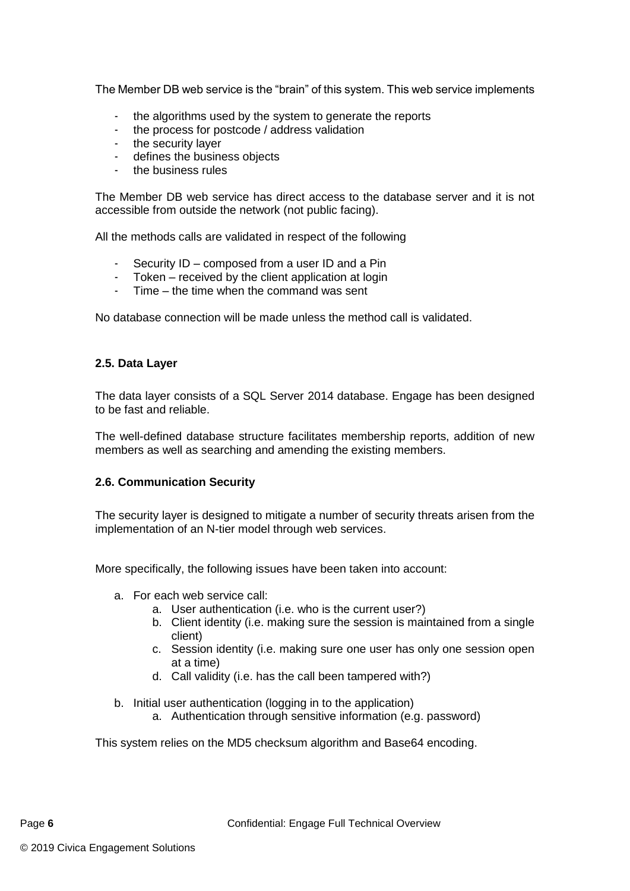The Member DB web service is the "brain" of this system. This web service implements

- the algorithms used by the system to generate the reports
- the process for postcode / address validation
- the security layer
- defines the business objects
- the business rules

The Member DB web service has direct access to the database server and it is not accessible from outside the network (not public facing).

All the methods calls are validated in respect of the following

- Security ID – composed from a user ID and a Pin
- Token – received by the client application at login
- Time – the time when the command was sent

No database connection will be made unless the method call is validated.

### 2.5. Data Layer

The data layer consists of a SQL Server 2014 database. Engage has been designed to be fast and reliable.

The well-defined database structure facilitates membership reports, addition of new members as well as searching and amending the existing members.

### 2.6. Communication Security

The security layer is designed to mitigate a number of security threats arisen from the implementation of an N-tier model through web services.

More specifically, the following issues have been taken into account:

a. For each web service call:
    a. User authentication (i.e. who is the current user?)
    b. Client identity (i.e. making sure the session is maintained from a single client)
    c. Session identity (i.e. making sure one user has only one session open at a time)
    d. Call validity (i.e. has the call been tampered with?)

b. Initial user authentication (logging in to the application)
    a. Authentication through sensitive information (e.g. password)

This system relies on the MD5 checksum algorithm and Base64 encoding.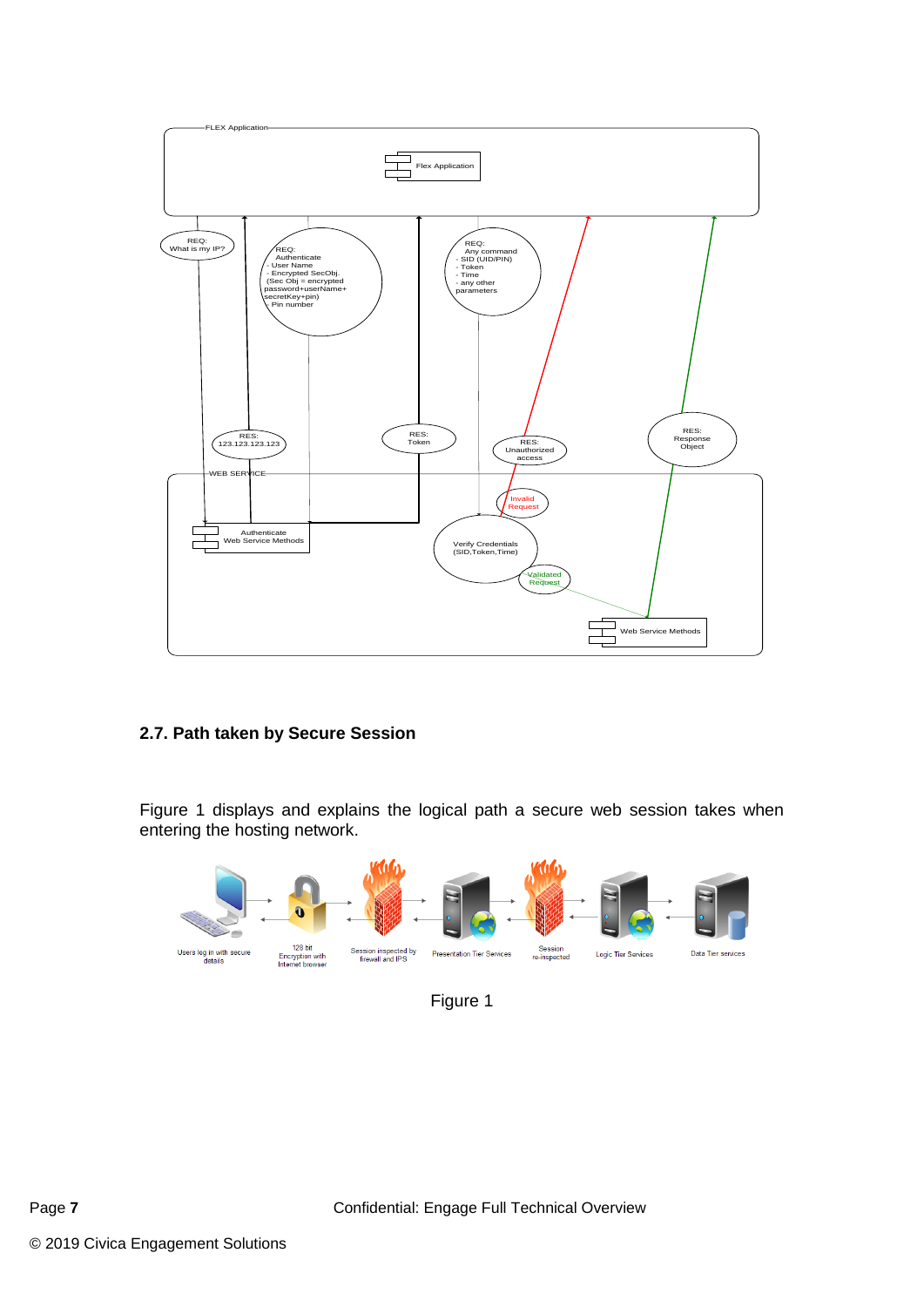FLEX Application

Flex Application

REQ: What is my IP?

REQ: Authenticate
- User Name
- Encrypted SecObj.
(Sec Obj = encrypted password+userName+ secretKey+pin)
- Pin number

REQ: Any command
- SID (UID/PIN)
- Token
- Time
- any other parameters

RES: 123.123.123.123

RES: Token

RES: Unauthorized access

RES: Response Object

WEB SERVICE

Invalid Request

Authenticate Web Service Methods

Verify Credentials (SID,Token,Time)

Validated Request

Web Service Methods

## 2.7. Path taken by Secure Session

Figure 1 displays and explains the logical path a secure web session takes when entering the hosting network.

Users log in with secure details

128 bit Encryption with Internet browser

Session inspected by firewall and IPS

Presentation Tier Services

Session re-inspected

Logic Tier Services

Data Tier services

Figure 1

© 2019 Civica Engagement Solutions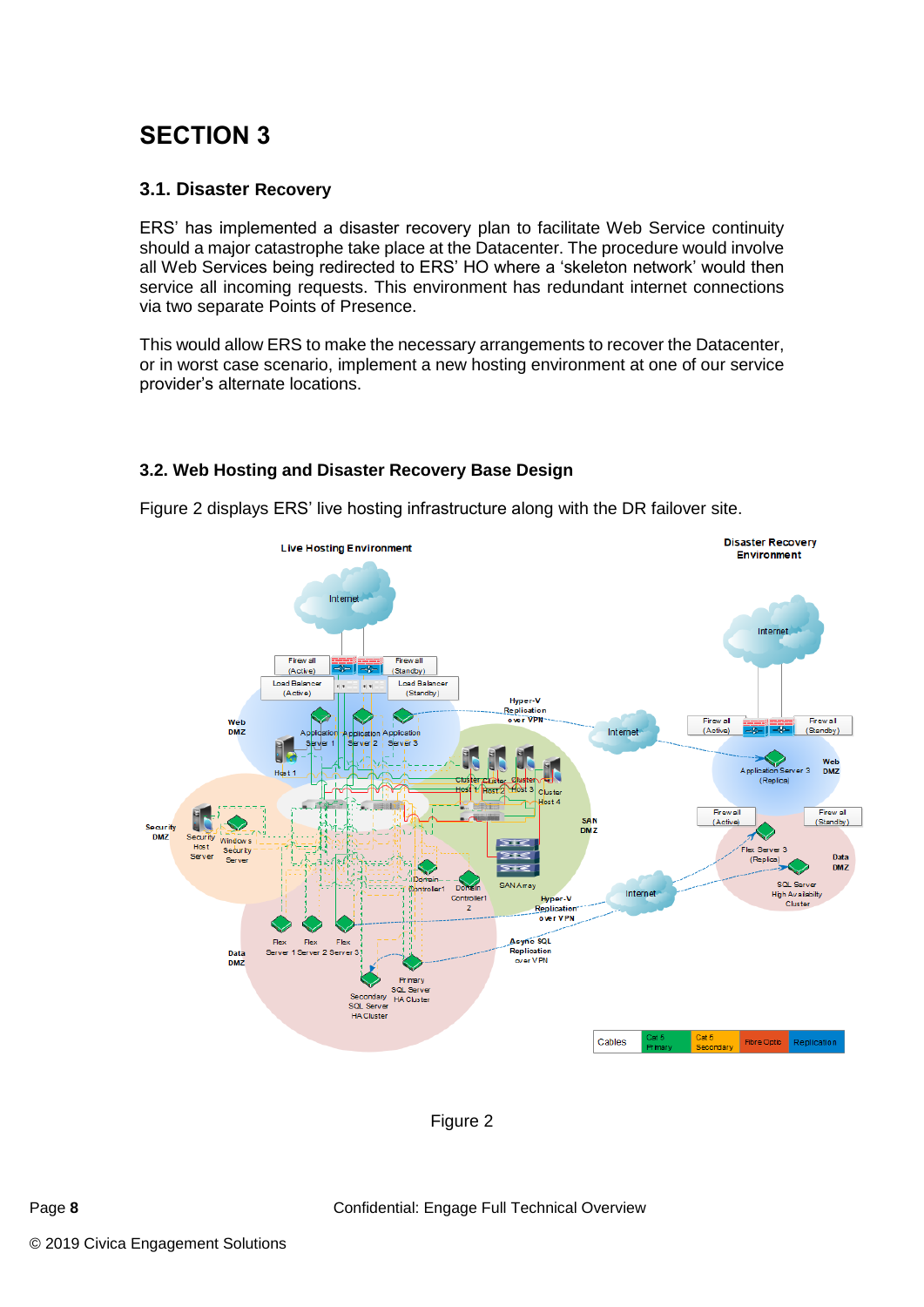# SECTION 3

## 3.1. Disaster Recovery

ERS' has implemented a disaster recovery plan to facilitate Web Service continuity should a major catastrophe take place at the Datacenter. The procedure would involve all Web Services being redirected to ERS' HO where a 'skeleton network' would then service all incoming requests. This environment has redundant internet connections via two separate Points of Presence.

This would allow ERS to make the necessary arrangements to recover the Datacenter, or in worst case scenario, implement a new hosting environment at one of our service provider's alternate locations.

## 3.2. Web Hosting and Disaster Recovery Base Design

Figure 2 displays ERS' live hosting infrastructure along with the DR failover site.

Figure 2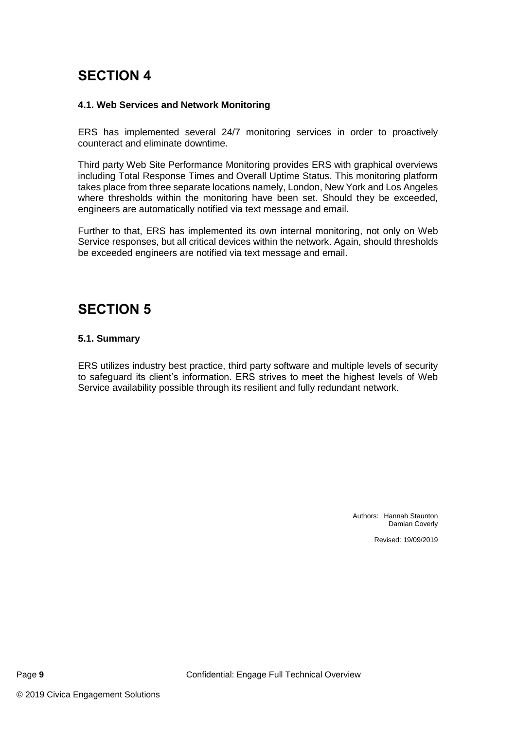# SECTION 4

### 4.1. Web Services and Network Monitoring

ERS has implemented several 24/7 monitoring services in order to proactively counteract and eliminate downtime.

Third party Web Site Performance Monitoring provides ERS with graphical overviews including Total Response Times and Overall Uptime Status. This monitoring platform takes place from three separate locations namely, London, New York and Los Angeles where thresholds within the monitoring have been set. Should they be exceeded, engineers are automatically notified via text message and email.

Further to that, ERS has implemented its own internal monitoring, not only on Web Service responses, but all critical devices within the network. Again, should thresholds be exceeded engineers are notified via text message and email.

# SECTION 5

### 5.1. Summary

ERS utilizes industry best practice, third party software and multiple levels of security to safeguard its client's information. ERS strives to meet the highest levels of Web Service availability possible through its resilient and fully redundant network.

Authors: Hannah Staunton
Damian Coverly

Revised: 19/09/2019